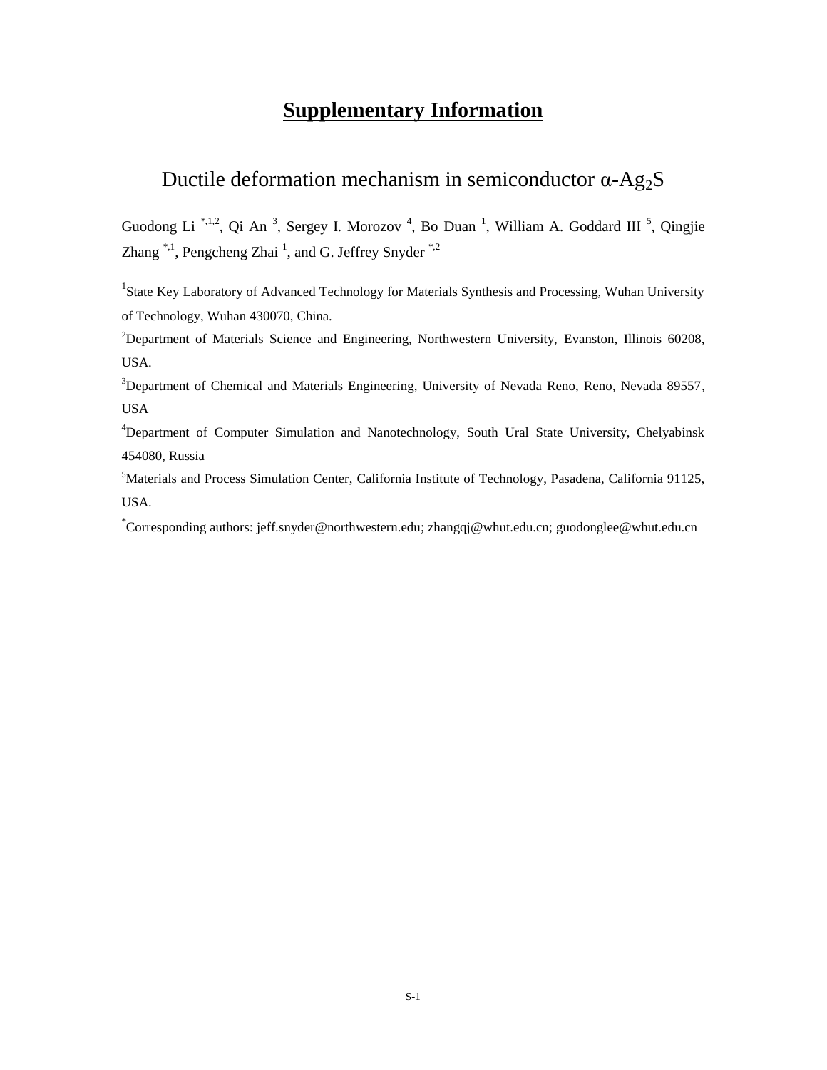# Supplementary Information

## Ductile deformation mechanism in semiconductor α-$Ag_2S$

Guodong Li [*,1,2], Qi An [3], Sergey I. Morozov [4], Bo Duan [1], William A. Goddard III [5], Qingjie Zhang [*,1], Pengcheng Zhai [1], and G. Jeffrey Snyder [*,2]

[1]State Key Laboratory of Advanced Technology for Materials Synthesis and Processing, Wuhan University of Technology, Wuhan 430070, China.

[2]Department of Materials Science and Engineering, Northwestern University, Evanston, Illinois 60208, USA.

[3]Department of Chemical and Materials Engineering, University of Nevada Reno, Reno, Nevada 89557, USA

[4]Department of Computer Simulation and Nanotechnology, South Ural State University, Chelyabinsk 454080, Russia

[5]Materials and Process Simulation Center, California Institute of Technology, Pasadena, California 91125, USA.

[*]Corresponding authors: jeff.snyder@northwestern.edu; zhangqj@whut.edu.cn; guodonglee@whut.edu.cn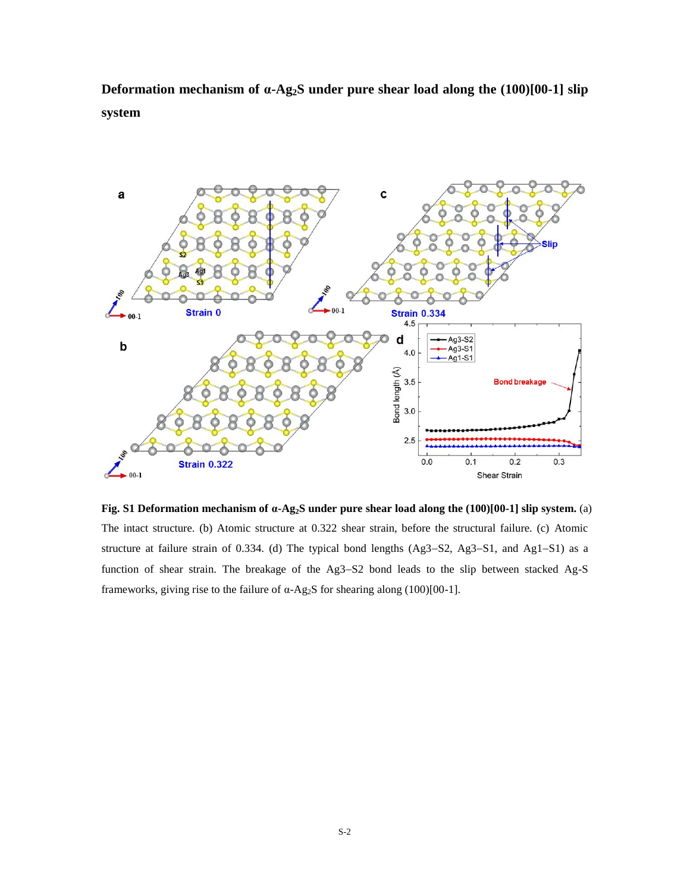**Deformation mechanism of α-$Ag_2S$ under pure shear load along the (100)[00-1] slip system**

**Fig. S1 Deformation mechanism of α-$Ag_2S$ under pure shear load along the (100)[00-1] slip system.** (a) The intact structure. (b) Atomic structure at 0.322 shear strain, before the structural failure. (c) Atomic structure at failure strain of 0.334. (d) The typical bond lengths (Ag3−S2, Ag3−S1, and Ag1−S1) as a function of shear strain. The breakage of the Ag3−S2 bond leads to the slip between stacked Ag-S frameworks, giving rise to the failure of α-$Ag_2S$ for shearing along (100)[00-1].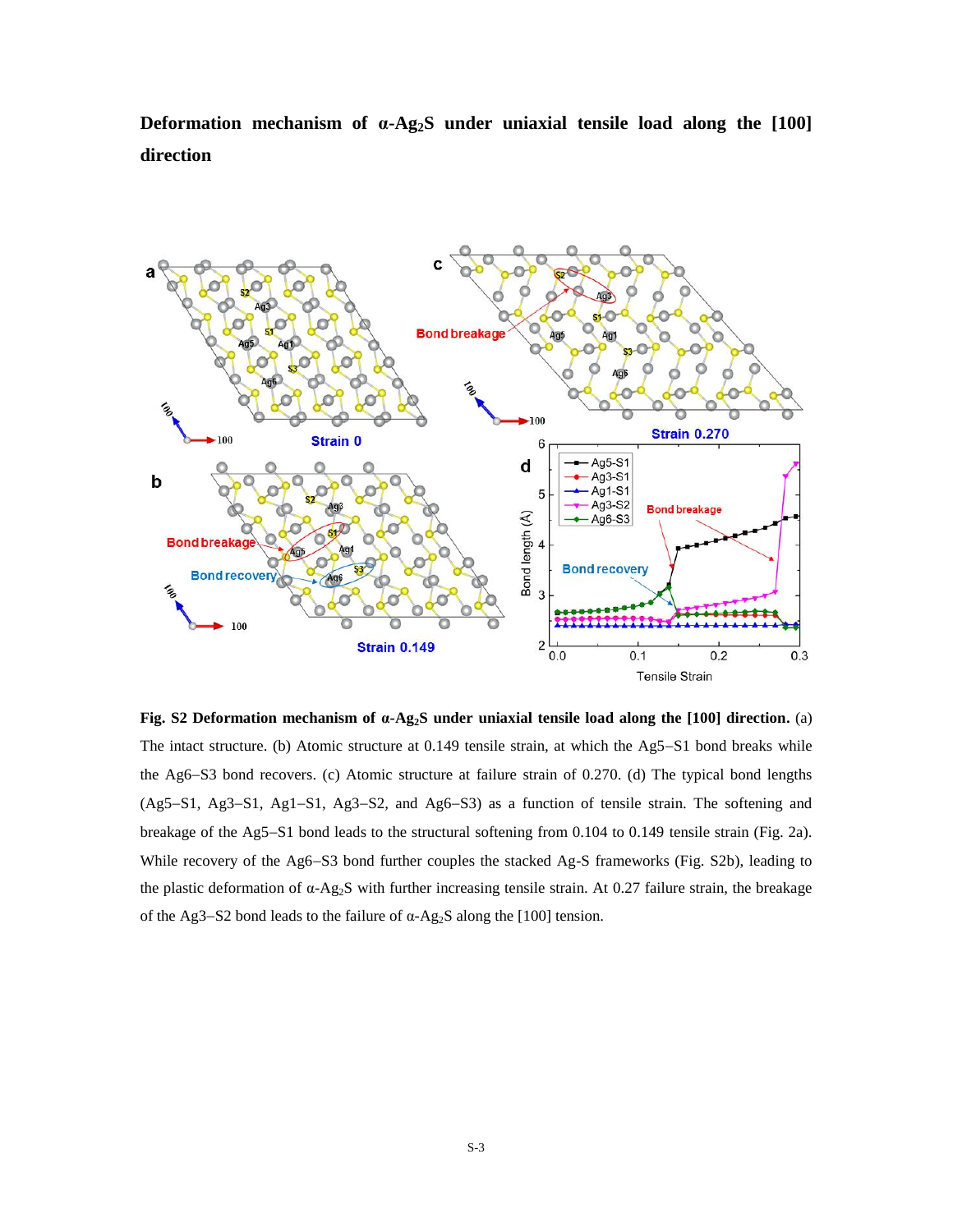**Deformation mechanism of α-$Ag_2S$ under uniaxial tensile load along the [100] direction**

**Fig. S2 Deformation mechanism of α-$Ag_2S$ under uniaxial tensile load along the [100] direction.** (a) The intact structure. (b) Atomic structure at 0.149 tensile strain, at which the Ag5−S1 bond breaks while the Ag6−S3 bond recovers. (c) Atomic structure at failure strain of 0.270. (d) The typical bond lengths (Ag5−S1, Ag3−S1, Ag1−S1, Ag3−S2, and Ag6−S3) as a function of tensile strain. The softening and breakage of the Ag5−S1 bond leads to the structural softening from 0.104 to 0.149 tensile strain (Fig. 2a). While recovery of the Ag6−S3 bond further couples the stacked Ag-S frameworks (Fig. S2b), leading to the plastic deformation of α-$Ag_2S$ with further increasing tensile strain. At 0.27 failure strain, the breakage of the Ag3−S2 bond leads to the failure of α-$Ag_2S$ along the [100] tension.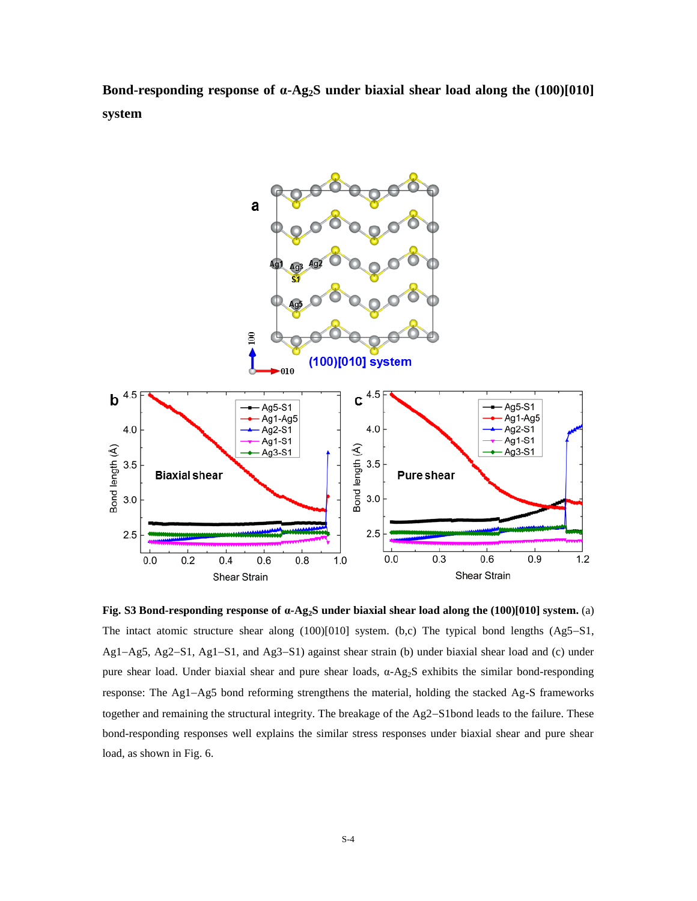**Bond-responding response of α-$Ag_2S$ under biaxial shear load along the (100)[010] system**

**Fig. S3 Bond-responding response of α-$Ag_2S$ under biaxial shear load along the (100)[010] system.** (a) The intact atomic structure shear along (100)[010] system. (b,c) The typical bond lengths (Ag5−S1, Ag1−Ag5, Ag2−S1, Ag1−S1, and Ag3−S1) against shear strain (b) under biaxial shear load and (c) under pure shear load. Under biaxial shear and pure shear loads, α-$Ag_2S$ exhibits the similar bond-responding response: The Ag1−Ag5 bond reforming strengthens the material, holding the stacked Ag-S frameworks together and remaining the structural integrity. The breakage of the Ag2−S1bond leads to the failure. These bond-responding responses well explains the similar stress responses under biaxial shear and pure shear load, as shown in Fig. 6.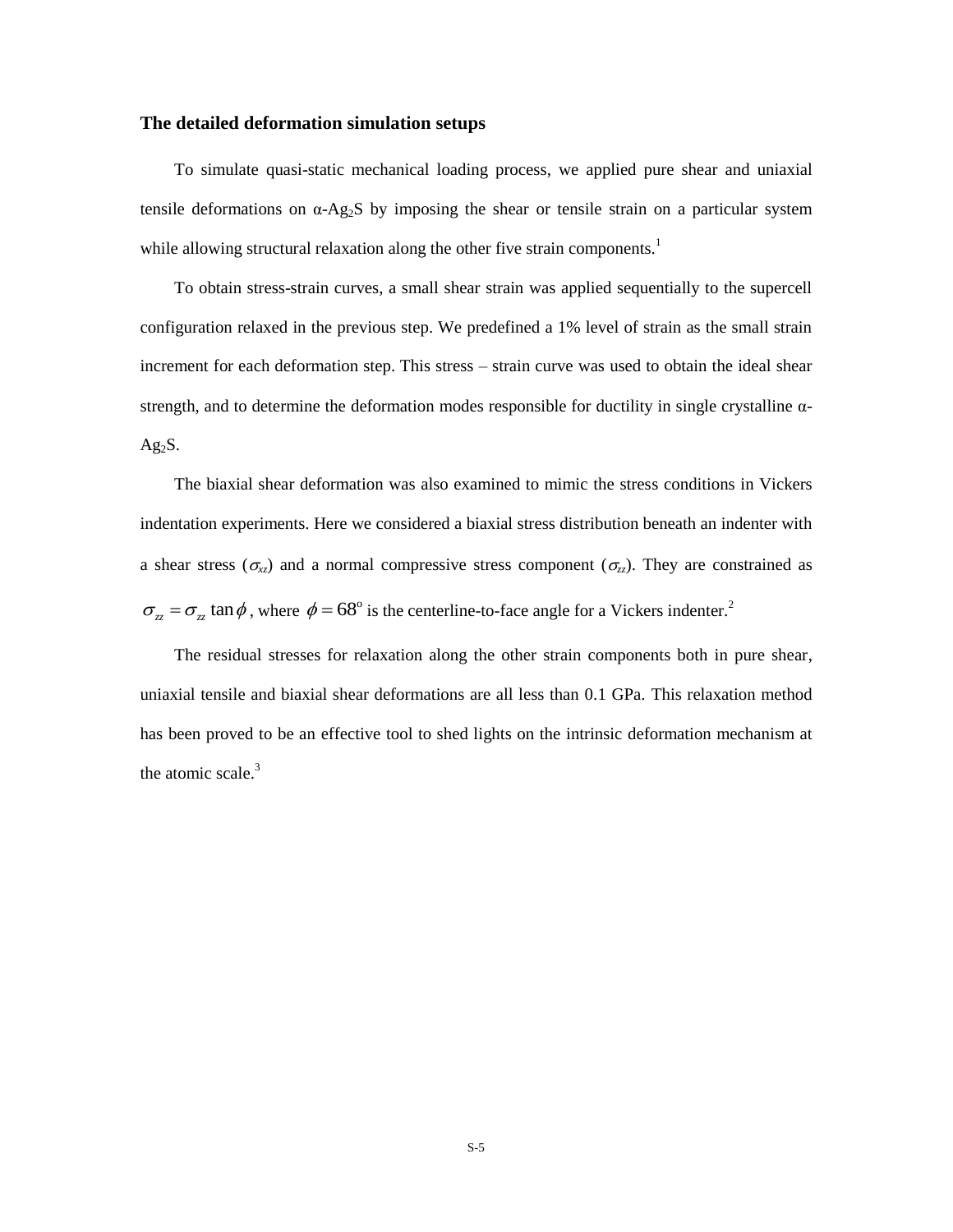### The detailed deformation simulation setups

To simulate quasi-static mechanical loading process, we applied pure shear and uniaxial tensile deformations on α-$Ag_2S$ by imposing the shear or tensile strain on a particular system while allowing structural relaxation along the other five strain components.[1]

To obtain stress-strain curves, a small shear strain was applied sequentially to the supercell configuration relaxed in the previous step. We predefined a 1% level of strain as the small strain increment for each deformation step. This stress – strain curve was used to obtain the ideal shear strength, and to determine the deformation modes responsible for ductility in single crystalline α-$Ag_2S$.

The biaxial shear deformation was also examined to mimic the stress conditions in Vickers indentation experiments. Here we considered a biaxial stress distribution beneath an indenter with a shear stress ($\sigma_{xz}$) and a normal compressive stress component ($\sigma_{zz}$). They are constrained as $\sigma_{zz} = \sigma_{zz} \tan\phi$, where $\phi = 68^{\circ}$ is the centerline-to-face angle for a Vickers indenter.[2]

The residual stresses for relaxation along the other strain components both in pure shear, uniaxial tensile and biaxial shear deformations are all less than 0.1 GPa. This relaxation method has been proved to be an effective tool to shed lights on the intrinsic deformation mechanism at the atomic scale.[3]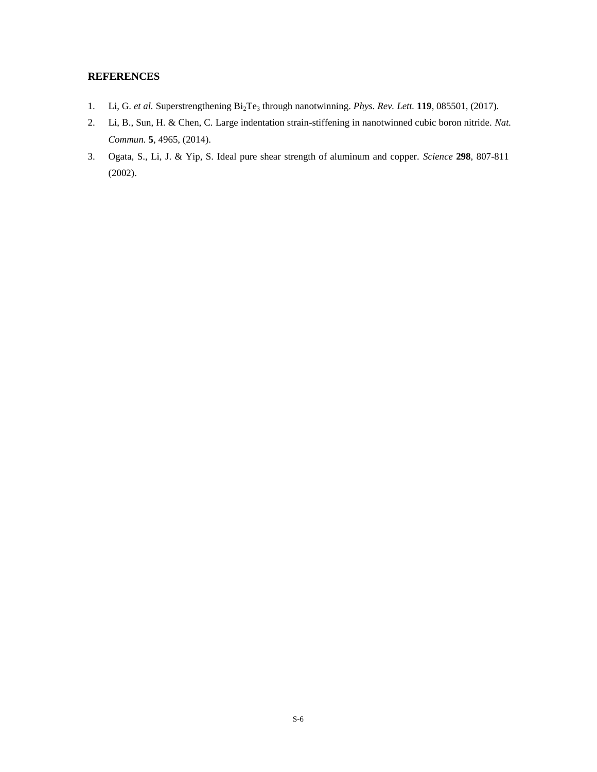## REFERENCES

1. Li, G. *et al.* Superstrengthening $Bi_2Te_3$ through nanotwinning. *Phys. Rev. Lett.* **119**, 085501, (2017).
2. Li, B., Sun, H. & Chen, C. Large indentation strain-stiffening in nanotwinned cubic boron nitride. *Nat. Commun.* **5**, 4965, (2014).
3. Ogata, S., Li, J. & Yip, S. Ideal pure shear strength of aluminum and copper. *Science* **298**, 807-811 (2002).